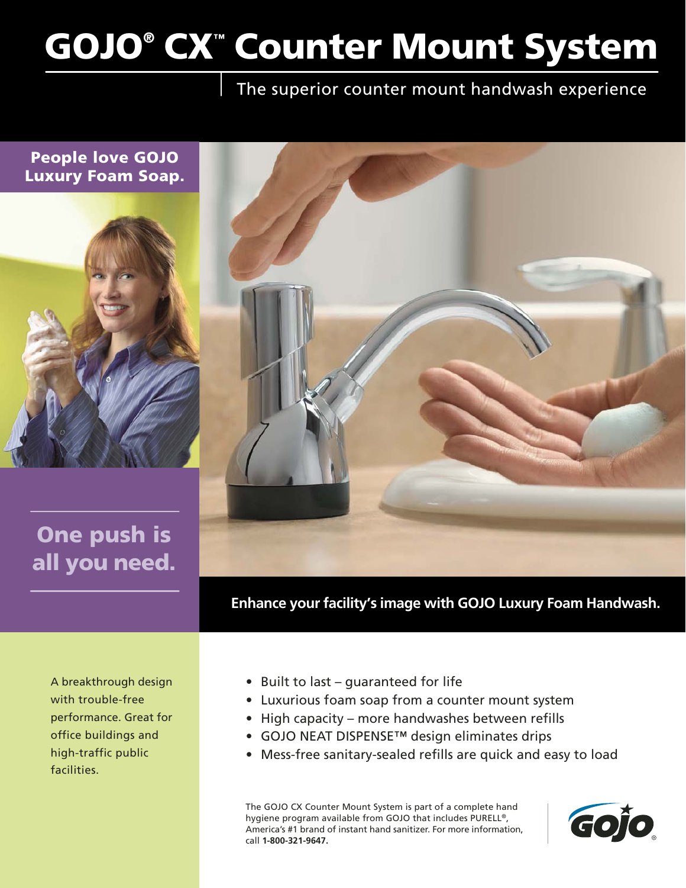# GOJO® CX™ Counter Mount System

The superior counter mount handwash experience

**People love GOJO Luxury Foam Soap.**

## One push is all you need.

**Enhance your facility's image with GOJO Luxury Foam Handwash.**

A breakthrough design with trouble-free performance. Great for office buildings and high-traffic public facilities.

- Built to last – guaranteed for life
- Luxurious foam soap from a counter mount system
- High capacity – more handwashes between refills
- GOJO NEAT DISPENSE™ design eliminates drips
- Mess-free sanitary-sealed refills are quick and easy to load

The GOJO CX Counter Mount System is part of a complete hand hygiene program available from GOJO that includes PURELL®, America's #1 brand of instant hand sanitizer. For more information, call **1-800-321-9647.**

GOJO®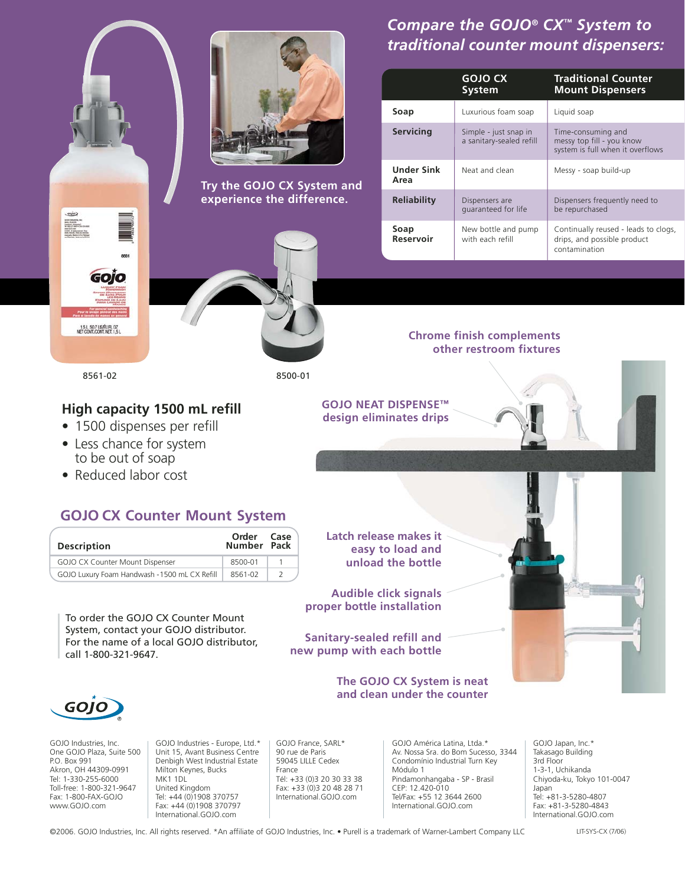## Compare the GOJO® CX™ System to traditional counter mount dispensers:

| | GOJO CX System | Traditional Counter Mount Dispensers |
|---|---|---|
| **Soap** | Luxurious foam soap | Liquid soap |
| **Servicing** | Simple - just snap in a sanitary-sealed refill | Time-consuming and messy top fill - you know system is full when it overflows |
| **Under Sink Area** | Neat and clean | Messy - soap build-up |
| **Reliability** | Dispensers are guaranteed for life | Dispensers frequently need to be repurchased |
| **Soap Reservoir** | New bottle and pump with each refill | Continually reused - leads to clogs, drips, and possible product contamination |

**Try the GOJO CX System and experience the difference.**

8561-02

8500-01

Chrome finish complements other restroom fixtures

GOJO NEAT DISPENSE™ design eliminates drips

### High capacity 1500 mL refill

- 1500 dispenses per refill
- Less chance for system to be out of soap
- Reduced labor cost

## GOJO CX Counter Mount System

| Description | Order Number | Case Pack |
|---|---|---|
| GOJO CX Counter Mount Dispenser | 8500-01 | 1 |
| GOJO Luxury Foam Handwash -1500 mL CX Refill | 8561-02 | 2 |

To order the GOJO CX Counter Mount System, contact your GOJO distributor. For the name of a local GOJO distributor, call 1-800-321-9647.

Latch release makes it easy to load and unload the bottle

Audible click signals proper bottle installation

Sanitary-sealed refill and new pump with each bottle

The GOJO CX System is neat and clean under the counter

GOJO Industries, Inc.
One GOJO Plaza, Suite 500
P.O. Box 991
Akron, OH 44309-0991
Tel: 1-330-255-6000
Toll-free: 1-800-321-9647
Fax: 1-800-FAX-GOJO
www.GOJO.com

GOJO Industries - Europe, Ltd.*
Unit 15, Avant Business Centre
Denbigh West Industrial Estate
Milton Keynes, Bucks
MK1 1DL
United Kingdom
Tel: +44 (0)1908 370757
Fax: +44 (0)1908 370797
International.GOJO.com

GOJO France, SARL*
90 rue de Paris
59045 LILLE Cedex
France
Tél: +33 (0)3 20 30 33 38
Fax: +33 (0)3 20 48 28 71
International.GOJO.com

GOJO América Latina, Ltda.*
Av. Nossa Sra. do Bom Sucesso, 3344
Condomínio Industrial Turn Key
Módulo 1
Pindamonhangaba - SP - Brasil
CEP: 12.420-010
Tel/Fax: +55 12 3644 2600
International.GOJO.com

GOJO Japan, Inc.*
Takasago Building
3rd Floor
1-3-1, Uchikanda
Chiyoda-ku, Tokyo 101-0047
Japan
Tel: +81-3-5280-4807
Fax: +81-3-5280-4843
International.GOJO.com

©2006. GOJO Industries, Inc. All rights reserved. *An affiliate of GOJO Industries, Inc. • Purell is a trademark of Warner-Lambert Company LLC

LIT-SYS-CX (7/06)